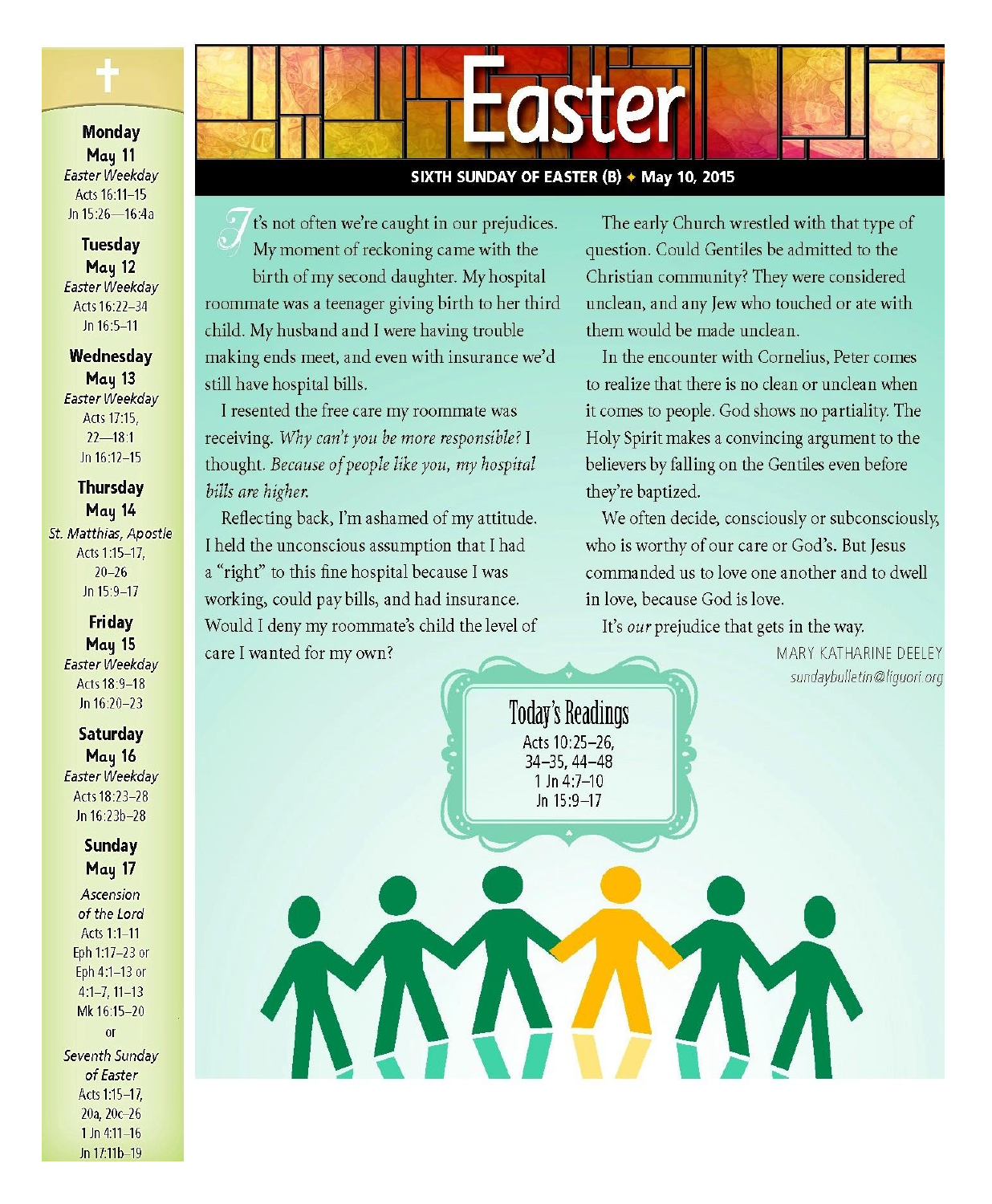# Easter

**SIXTH SUNDAY OF EASTER (B) ✦ May 10, 2015**

It's not often we're caught in our prejudices. My moment of reckoning came with the birth of my second daughter. My hospital roommate was a teenager giving birth to her third child. My husband and I were having trouble making ends meet, and even with insurance we'd still have hospital bills.

I resented the free care my roommate was receiving. *Why can't you be more responsible?* I thought. *Because of people like you, my hospital bills are higher.*

Reflecting back, I'm ashamed of my attitude. I held the unconscious assumption that I had a "right" to this fine hospital because I was working, could pay bills, and had insurance. Would I deny my roommate's child the level of care I wanted for my own?

The early Church wrestled with that type of question. Could Gentiles be admitted to the Christian community? They were considered unclean, and any Jew who touched or ate with them would be made unclean.

In the encounter with Cornelius, Peter comes to realize that there is no clean or unclean when it comes to people. God shows no partiality. The Holy Spirit makes a convincing argument to the believers by falling on the Gentiles even before they're baptized.

We often decide, consciously or subconsciously, who is worthy of our care or God's. But Jesus commanded us to love one another and to dwell in love, because God is love.

It's *our* prejudice that gets in the way.

MARY KATHARINE DEELEY
*sundaybulletin@liguori.org*

## Today's Readings

Acts 10:25–26, 34–35, 44–48
1 Jn 4:7–10
Jn 15:9–17

---

**Monday May 11**
*Easter Weekday*
Acts 16:11–15
Jn 15:26—16:4a

**Tuesday May 12**
*Easter Weekday*
Acts 16:22–34
Jn 16:5–11

**Wednesday May 13**
*Easter Weekday*
Acts 17:15, 22—18:1
Jn 16:12–15

**Thursday May 14**
*St. Matthias, Apostle*
Acts 1:15–17, 20–26
Jn 15:9–17

**Friday May 15**
*Easter Weekday*
Acts 18:9–18
Jn 16:20–23

**Saturday May 16**
*Easter Weekday*
Acts 18:23–28
Jn 16:23b–28

**Sunday May 17**
*Ascension of the Lord*
Acts 1:1–11
Eph 1:17–23 or
Eph 4:1–13 or
4:1–7, 11–13
Mk 16:15–20
or
*Seventh Sunday of Easter*
Acts 1:15–17, 20a, 20c–26
1 Jn 4:11–16
Jn 17:11b–19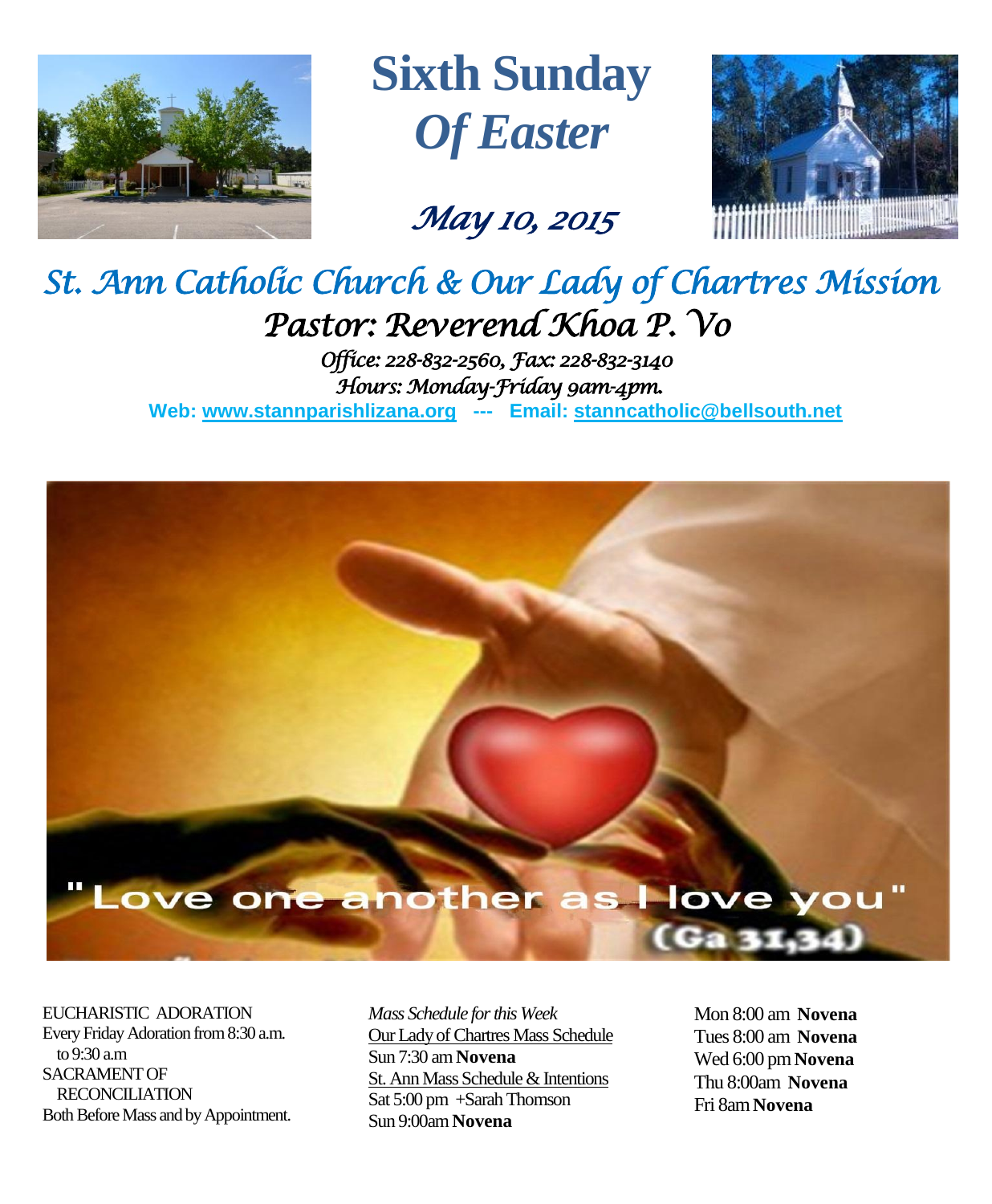# Sixth Sunday *Of Easter*

*May 10, 2015*

## *St. Ann Catholic Church & Our Lady of Chartres Mission*

### *Pastor: Reverend Khoa P. Vo*

*Office: 228-832-2560, Fax: 228-832-3140*
*Hours: Monday-Friday 9am-4pm.*

**Web: www.stannparishlizana.org --- Email: stanncatholic@bellsouth.net**

"Love one another as I love you" (Ga 31,34)

EUCHARISTIC ADORATION
Every Friday Adoration from 8:30 a.m. to 9:30 a.m
SACRAMENT OF RECONCILIATION
Both Before Mass and by Appointment.

*Mass Schedule for this Week*

Our Lady of Chartres Mass Schedule
Sun 7:30 am **Novena**

St. Ann Mass Schedule & Intentions
Sat 5:00 pm +Sarah Thomson
Sun 9:00am **Novena**
Mon 8:00 am **Novena**
Tues 8:00 am **Novena**
Wed 6:00 pm **Novena**
Thu 8:00am **Novena**
Fri 8am **Novena**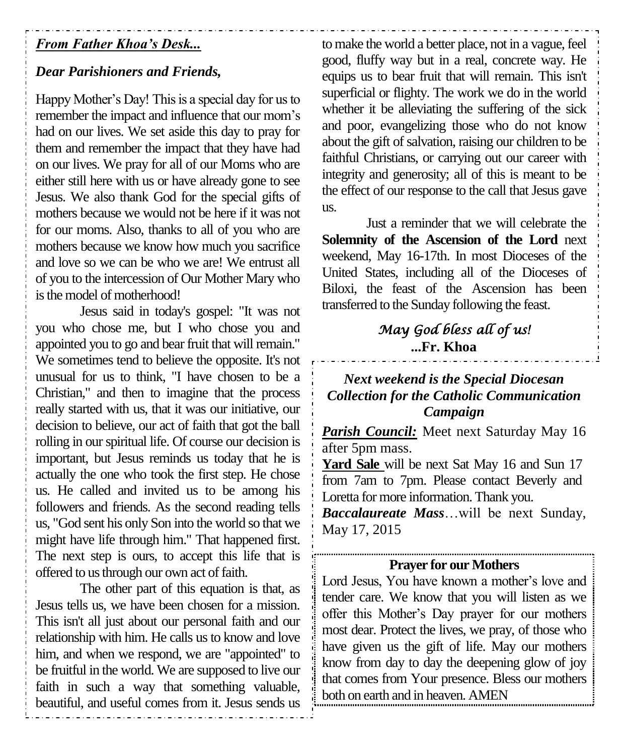***From Father Khoa's Desk...***

***Dear Parishioners and Friends,***

Happy Mother's Day! This is a special day for us to remember the impact and influence that our mom's had on our lives. We set aside this day to pray for them and remember the impact that they have had on our lives. We pray for all of our Moms who are either still here with us or have already gone to see Jesus. We also thank God for the special gifts of mothers because we would not be here if it was not for our moms. Also, thanks to all of you who are mothers because we know how much you sacrifice and love so we can be who we are! We entrust all of you to the intercession of Our Mother Mary who is the model of motherhood!

Jesus said in today's gospel: "It was not you who chose me, but I who chose you and appointed you to go and bear fruit that will remain." We sometimes tend to believe the opposite. It's not unusual for us to think, "I have chosen to be a Christian," and then to imagine that the process really started with us, that it was our initiative, our decision to believe, our act of faith that got the ball rolling in our spiritual life. Of course our decision is important, but Jesus reminds us today that he is actually the one who took the first step. He chose us. He called and invited us to be among his followers and friends. As the second reading tells us, "God sent his only Son into the world so that we might have life through him." That happened first. The next step is ours, to accept this life that is offered to us through our own act of faith.

The other part of this equation is that, as Jesus tells us, we have been chosen for a mission. This isn't all just about our personal faith and our relationship with him. He calls us to know and love him, and when we respond, we are "appointed" to be fruitful in the world. We are supposed to live our faith in such a way that something valuable, beautiful, and useful comes from it. Jesus sends us to make the world a better place, not in a vague, feel good, fluffy way but in a real, concrete way. He equips us to bear fruit that will remain. This isn't superficial or flighty. The work we do in the world whether it be alleviating the suffering of the sick and poor, evangelizing those who do not know about the gift of salvation, raising our children to be faithful Christians, or carrying out our career with integrity and generosity; all of this is meant to be the effect of our response to the call that Jesus gave us.

Just a reminder that we will celebrate the **Solemnity of the Ascension of the Lord** next weekend, May 16-17th. In most Dioceses of the United States, including all of the Dioceses of Biloxi, the feast of the Ascension has been transferred to the Sunday following the feast.

*May God bless all of us!*

**...Fr. Khoa**

***Next weekend is the Special Diocesan Collection for the Catholic Communication Campaign***

***Parish Council:*** Meet next Saturday May 16 after 5pm mass.

**Yard Sale** will be next Sat May 16 and Sun 17 from 7am to 7pm. Please contact Beverly and Loretta for more information. Thank you.

***Baccalaureate Mass***…will be next Sunday, May 17, 2015

**Prayer for our Mothers**

Lord Jesus, You have known a mother's love and tender care. We know that you will listen as we offer this Mother's Day prayer for our mothers most dear. Protect the lives, we pray, of those who have given us the gift of life. May our mothers know from day to day the deepening glow of joy that comes from Your presence. Bless our mothers both on earth and in heaven. AMEN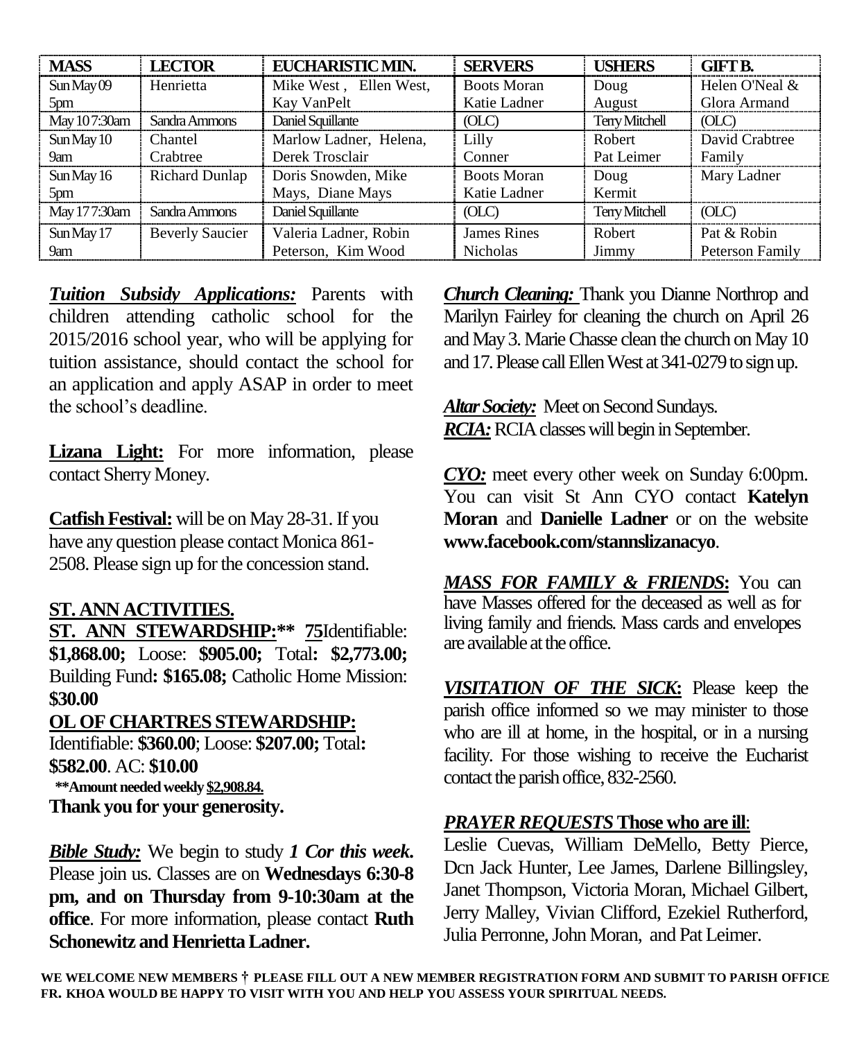| MASS | LECTOR | EUCHARISTIC MIN. | SERVERS | USHERS | GIFT B. |
|---|---|---|---|---|---|
| Sun May 09 5pm | Henrietta | Mike West , Ellen West, Kay VanPelt | Boots Moran Katie Ladner | Doug August | Helen O'Neal & Glora Armand |
| May 10 7:30am | Sandra Ammons | Daniel Squillante | (OLC) | Terry Mitchell | (OLC) |
| Sun May 10 9am | Chantel Crabtree | Marlow Ladner, Helena, Derek Trosclair | Lilly Conner | Robert Pat Leimer | David Crabtree Family |
| Sun May 16 5pm | Richard Dunlap | Doris Snowden, Mike Mays, Diane Mays | Boots Moran Katie Ladner | Doug Kermit | Mary Ladner |
| May 17 7:30am | Sandra Ammons | Daniel Squillante | (OLC) | Terry Mitchell | (OLC) |
| Sun May 17 9am | Beverly Saucier | Valeria Ladner, Robin Peterson, Kim Wood | James Rines Nicholas | Robert Jimmy | Pat & Robin Peterson Family |

***Tuition Subsidy Applications:*** Parents with children attending catholic school for the 2015/2016 school year, who will be applying for tuition assistance, should contact the school for an application and apply ASAP in order to meet the school's deadline.

**Lizana Light:** For more information, please contact Sherry Money.

**Catfish Festival:** will be on May 28-31. If you have any question please contact Monica 861-2508. Please sign up for the concession stand.

**ST. ANN ACTIVITIES.**

**ST. ANN STEWARDSHIP:\*\* 75**Identifiable: **$1,868.00;** Loose: **$905.00;** Total**: $2,773.00;** Building Fund**: $165.08;** Catholic Home Mission: **$30.00**

**OL OF CHARTRES STEWARDSHIP:**
Identifiable: **$360.00**; Loose: **$207.00;** Total**: $582.00**. AC: **$10.00**

**\*\*Amount needed weekly $2,908.84.**

**Thank you for your generosity.**

***Bible Study:*** We begin to study ***1 Cor this week.*** Please join us. Classes are on **Wednesdays 6:30-8 pm, and on Thursday from 9-10:30am at the office**. For more information, please contact **Ruth Schonewitz and Henrietta Ladner.**

***Church Cleaning:*** Thank you Dianne Northrop and Marilyn Fairley for cleaning the church on April 26 and May 3. Marie Chasse clean the church on May 10 and 17. Please call Ellen West at 341-0279 to sign up.

***Altar Society:*** Meet on Second Sundays.
***RCIA:*** RCIA classes will begin in September.

***CYO:*** meet every other week on Sunday 6:00pm. You can visit St Ann CYO contact **Katelyn Moran** and **Danielle Ladner** or on the website **www.facebook.com/stannslizanacyo**.

***MASS FOR FAMILY & FRIENDS*:** You can have Masses offered for the deceased as well as for living family and friends. Mass cards and envelopes are available at the office.

***VISITATION OF THE SICK*:** Please keep the parish office informed so we may minister to those who are ill at home, in the hospital, or in a nursing facility. For those wishing to receive the Eucharist contact the parish office, 832-2560.

***PRAYER REQUESTS* Those who are ill**:
Leslie Cuevas, William DeMello, Betty Pierce, Dcn Jack Hunter, Lee James, Darlene Billingsley, Janet Thompson, Victoria Moran, Michael Gilbert, Jerry Malley, Vivian Clifford, Ezekiel Rutherford, Julia Perronne, John Moran, and Pat Leimer.

**WE WELCOME NEW MEMBERS † PLEASE FILL OUT A NEW MEMBER REGISTRATION FORM AND SUBMIT TO PARISH OFFICE FR. KHOA WOULD BE HAPPY TO VISIT WITH YOU AND HELP YOU ASSESS YOUR SPIRITUAL NEEDS.**